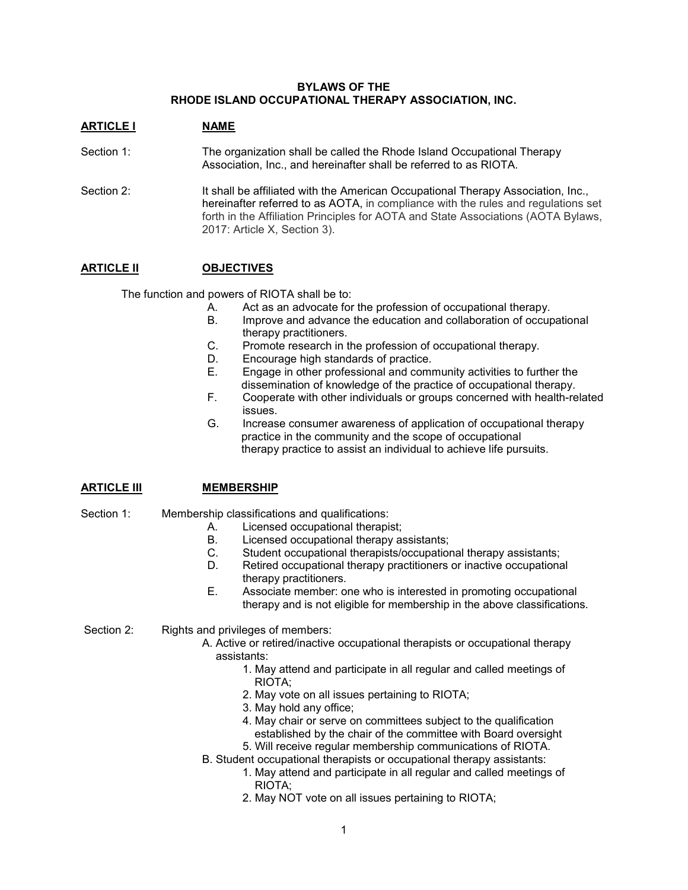**BYLAWS OF THE**
**RHODE ISLAND OCCUPATIONAL THERAPY ASSOCIATION, INC.**

## ARTICLE I NAME

Section 1: The organization shall be called the Rhode Island Occupational Therapy Association, Inc., and hereinafter shall be referred to as RIOTA.

Section 2: It shall be affiliated with the American Occupational Therapy Association, Inc., hereinafter referred to as AOTA, in compliance with the rules and regulations set forth in the Affiliation Principles for AOTA and State Associations (AOTA Bylaws, 2017: Article X, Section 3).

## ARTICLE II OBJECTIVES

The function and powers of RIOTA shall be to:

A. Act as an advocate for the profession of occupational therapy.
B. Improve and advance the education and collaboration of occupational therapy practitioners.
C. Promote research in the profession of occupational therapy.
D. Encourage high standards of practice.
E. Engage in other professional and community activities to further the dissemination of knowledge of the practice of occupational therapy.
F. Cooperate with other individuals or groups concerned with health-related issues.
G. Increase consumer awareness of application of occupational therapy practice in the community and the scope of occupational therapy practice to assist an individual to achieve life pursuits.

## ARTICLE III MEMBERSHIP

Section 1: Membership classifications and qualifications:

A. Licensed occupational therapist;
B. Licensed occupational therapy assistants;
C. Student occupational therapists/occupational therapy assistants;
D. Retired occupational therapy practitioners or inactive occupational therapy practitioners.
E. Associate member: one who is interested in promoting occupational therapy and is not eligible for membership in the above classifications.

Section 2: Rights and privileges of members:

A. Active or retired/inactive occupational therapists or occupational therapy assistants:
   1. May attend and participate in all regular and called meetings of RIOTA;
   2. May vote on all issues pertaining to RIOTA;
   3. May hold any office;
   4. May chair or serve on committees subject to the qualification established by the chair of the committee with Board oversight
   5. Will receive regular membership communications of RIOTA.

B. Student occupational therapists or occupational therapy assistants:
   1. May attend and participate in all regular and called meetings of RIOTA;
   2. May NOT vote on all issues pertaining to RIOTA;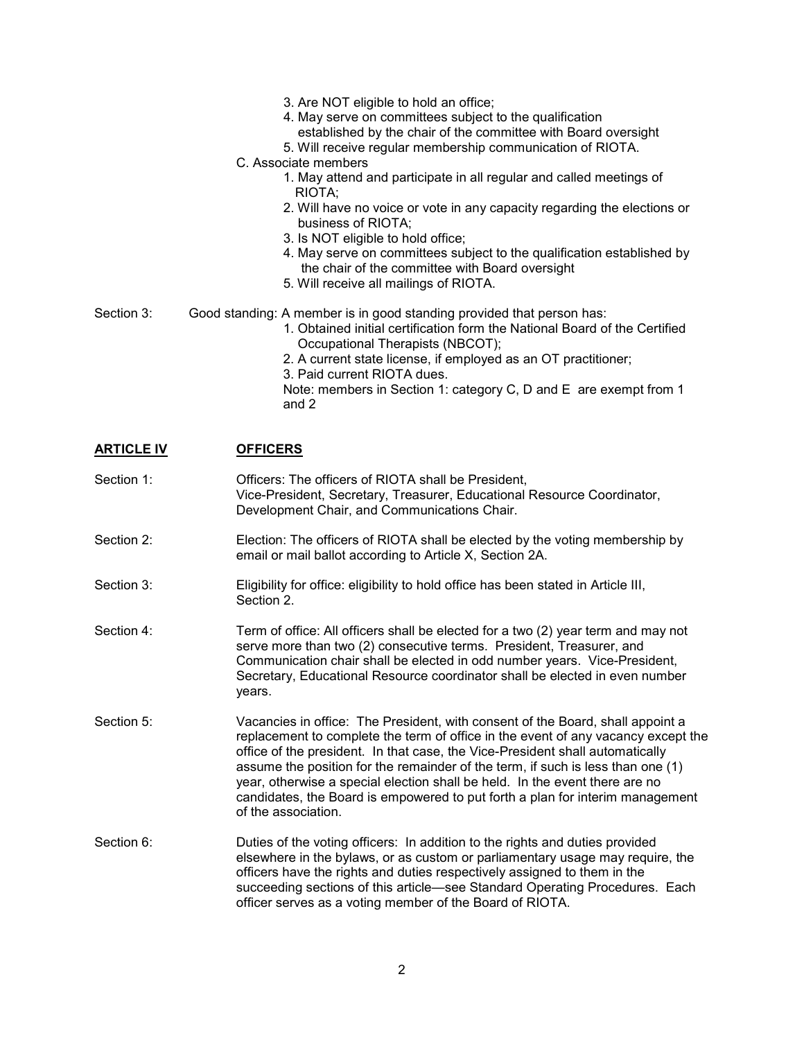3. Are NOT eligible to hold an office;
4. May serve on committees subject to the qualification established by the chair of the committee with Board oversight
5. Will receive regular membership communication of RIOTA.

C. Associate members

1. May attend and participate in all regular and called meetings of RIOTA;
2. Will have no voice or vote in any capacity regarding the elections or business of RIOTA;
3. Is NOT eligible to hold office;
4. May serve on committees subject to the qualification established by the chair of the committee with Board oversight
5. Will receive all mailings of RIOTA.

Section 3: Good standing: A member is in good standing provided that person has:

1. Obtained initial certification form the National Board of the Certified Occupational Therapists (NBCOT);
2. A current state license, if employed as an OT practitioner;
3. Paid current RIOTA dues.

Note: members in Section 1: category C, D and E are exempt from 1 and 2

## ARTICLE IV OFFICERS

Section 1: Officers: The officers of RIOTA shall be President, Vice-President, Secretary, Treasurer, Educational Resource Coordinator, Development Chair, and Communications Chair.

Section 2: Election: The officers of RIOTA shall be elected by the voting membership by email or mail ballot according to Article X, Section 2A.

Section 3: Eligibility for office: eligibility to hold office has been stated in Article III, Section 2.

Section 4: Term of office: All officers shall be elected for a two (2) year term and may not serve more than two (2) consecutive terms. President, Treasurer, and Communication chair shall be elected in odd number years. Vice-President, Secretary, Educational Resource coordinator shall be elected in even number years.

Section 5: Vacancies in office: The President, with consent of the Board, shall appoint a replacement to complete the term of office in the event of any vacancy except the office of the president. In that case, the Vice-President shall automatically assume the position for the remainder of the term, if such is less than one (1) year, otherwise a special election shall be held. In the event there are no candidates, the Board is empowered to put forth a plan for interim management of the association.

Section 6: Duties of the voting officers: In addition to the rights and duties provided elsewhere in the bylaws, or as custom or parliamentary usage may require, the officers have the rights and duties respectively assigned to them in the succeeding sections of this article—see Standard Operating Procedures. Each officer serves as a voting member of the Board of RIOTA.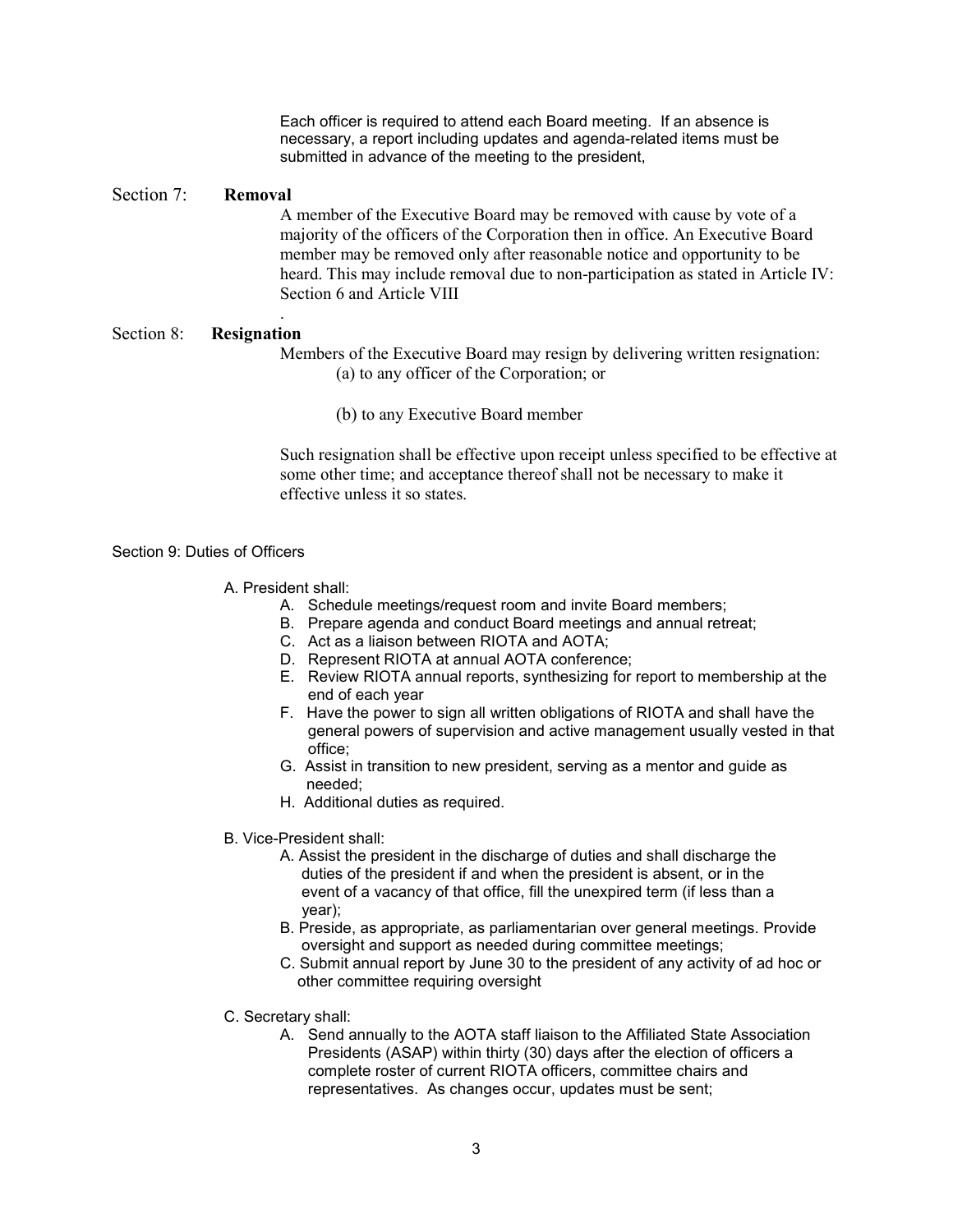Each officer is required to attend each Board meeting. If an absence is necessary, a report including updates and agenda-related items must be submitted in advance of the meeting to the president,

Section 7: **Removal**

A member of the Executive Board may be removed with cause by vote of a majority of the officers of the Corporation then in office. An Executive Board member may be removed only after reasonable notice and opportunity to be heard. This may include removal due to non-participation as stated in Article IV: Section 6 and Article VIII

.

Section 8: **Resignation**

Members of the Executive Board may resign by delivering written resignation:

(a) to any officer of the Corporation; or

(b) to any Executive Board member

Such resignation shall be effective upon receipt unless specified to be effective at some other time; and acceptance thereof shall not be necessary to make it effective unless it so states.

Section 9: Duties of Officers

A. President shall:

A. Schedule meetings/request room and invite Board members;
B. Prepare agenda and conduct Board meetings and annual retreat;
C. Act as a liaison between RIOTA and AOTA;
D. Represent RIOTA at annual AOTA conference;
E. Review RIOTA annual reports, synthesizing for report to membership at the end of each year
F. Have the power to sign all written obligations of RIOTA and shall have the general powers of supervision and active management usually vested in that office;
G. Assist in transition to new president, serving as a mentor and guide as needed;
H. Additional duties as required.

B. Vice-President shall:

A. Assist the president in the discharge of duties and shall discharge the duties of the president if and when the president is absent, or in the event of a vacancy of that office, fill the unexpired term (if less than a year);
B. Preside, as appropriate, as parliamentarian over general meetings. Provide oversight and support as needed during committee meetings;
C. Submit annual report by June 30 to the president of any activity of ad hoc or other committee requiring oversight

C. Secretary shall:

A. Send annually to the AOTA staff liaison to the Affiliated State Association Presidents (ASAP) within thirty (30) days after the election of officers a complete roster of current RIOTA officers, committee chairs and representatives. As changes occur, updates must be sent;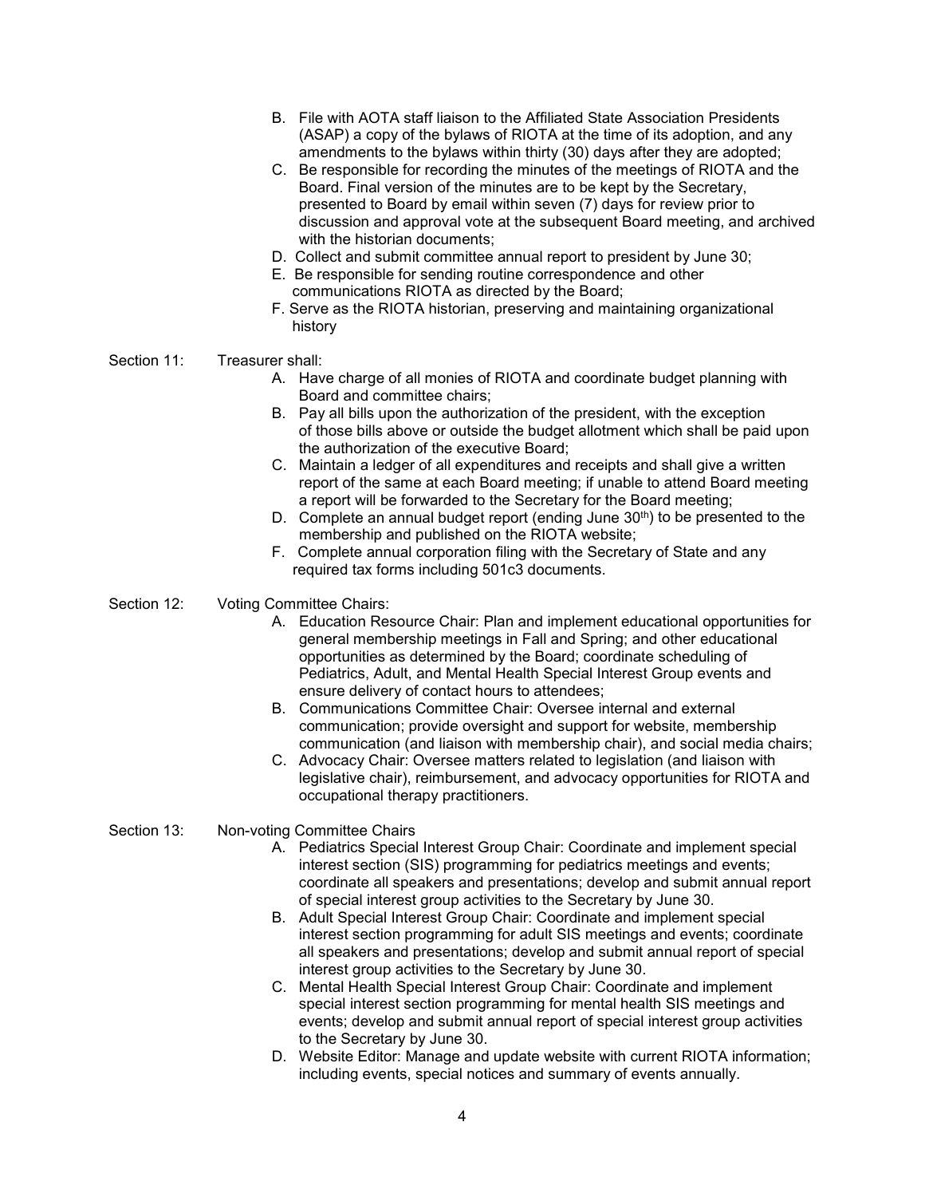B. File with AOTA staff liaison to the Affiliated State Association Presidents (ASAP) a copy of the bylaws of RIOTA at the time of its adoption, and any amendments to the bylaws within thirty (30) days after they are adopted;
C. Be responsible for recording the minutes of the meetings of RIOTA and the Board. Final version of the minutes are to be kept by the Secretary, presented to Board by email within seven (7) days for review prior to discussion and approval vote at the subsequent Board meeting, and archived with the historian documents;
D. Collect and submit committee annual report to president by June 30;
E. Be responsible for sending routine correspondence and other communications RIOTA as directed by the Board;
F. Serve as the RIOTA historian, preserving and maintaining organizational history

Section 11: Treasurer shall:

A. Have charge of all monies of RIOTA and coordinate budget planning with Board and committee chairs;
B. Pay all bills upon the authorization of the president, with the exception of those bills above or outside the budget allotment which shall be paid upon the authorization of the executive Board;
C. Maintain a ledger of all expenditures and receipts and shall give a written report of the same at each Board meeting; if unable to attend Board meeting a report will be forwarded to the Secretary for the Board meeting;
D. Complete an annual budget report (ending June 30th) to be presented to the membership and published on the RIOTA website;
F. Complete annual corporation filing with the Secretary of State and any required tax forms including 501c3 documents.

Section 12: Voting Committee Chairs:

A. Education Resource Chair: Plan and implement educational opportunities for general membership meetings in Fall and Spring; and other educational opportunities as determined by the Board; coordinate scheduling of Pediatrics, Adult, and Mental Health Special Interest Group events and ensure delivery of contact hours to attendees;
B. Communications Committee Chair: Oversee internal and external communication; provide oversight and support for website, membership communication (and liaison with membership chair), and social media chairs;
C. Advocacy Chair: Oversee matters related to legislation (and liaison with legislative chair), reimbursement, and advocacy opportunities for RIOTA and occupational therapy practitioners.

Section 13: Non-voting Committee Chairs

A. Pediatrics Special Interest Group Chair: Coordinate and implement special interest section (SIS) programming for pediatrics meetings and events; coordinate all speakers and presentations; develop and submit annual report of special interest group activities to the Secretary by June 30.
B. Adult Special Interest Group Chair: Coordinate and implement special interest section programming for adult SIS meetings and events; coordinate all speakers and presentations; develop and submit annual report of special interest group activities to the Secretary by June 30.
C. Mental Health Special Interest Group Chair: Coordinate and implement special interest section programming for mental health SIS meetings and events; develop and submit annual report of special interest group activities to the Secretary by June 30.
D. Website Editor: Manage and update website with current RIOTA information; including events, special notices and summary of events annually.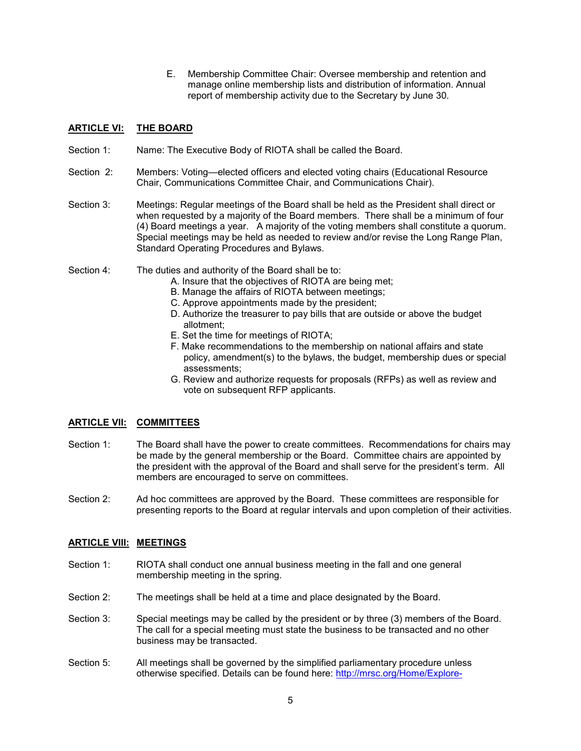E. Membership Committee Chair: Oversee membership and retention and manage online membership lists and distribution of information. Annual report of membership activity due to the Secretary by June 30.

## ARTICLE VI: THE BOARD

Section 1: Name: The Executive Body of RIOTA shall be called the Board.

Section 2: Members: Voting—elected officers and elected voting chairs (Educational Resource Chair, Communications Committee Chair, and Communications Chair).

Section 3: Meetings: Regular meetings of the Board shall be held as the President shall direct or when requested by a majority of the Board members. There shall be a minimum of four (4) Board meetings a year. A majority of the voting members shall constitute a quorum. Special meetings may be held as needed to review and/or revise the Long Range Plan, Standard Operating Procedures and Bylaws.

Section 4: The duties and authority of the Board shall be to:

A. Insure that the objectives of RIOTA are being met;
B. Manage the affairs of RIOTA between meetings;
C. Approve appointments made by the president;
D. Authorize the treasurer to pay bills that are outside or above the budget allotment;
E. Set the time for meetings of RIOTA;
F. Make recommendations to the membership on national affairs and state policy, amendment(s) to the bylaws, the budget, membership dues or special assessments;
G. Review and authorize requests for proposals (RFPs) as well as review and vote on subsequent RFP applicants.

## ARTICLE VII: COMMITTEES

Section 1: The Board shall have the power to create committees. Recommendations for chairs may be made by the general membership or the Board. Committee chairs are appointed by the president with the approval of the Board and shall serve for the president's term. All members are encouraged to serve on committees.

Section 2: Ad hoc committees are approved by the Board. These committees are responsible for presenting reports to the Board at regular intervals and upon completion of their activities.

## ARTICLE VIII: MEETINGS

Section 1: RIOTA shall conduct one annual business meeting in the fall and one general membership meeting in the spring.

Section 2: The meetings shall be held at a time and place designated by the Board.

Section 3: Special meetings may be called by the president or by three (3) members of the Board. The call for a special meeting must state the business to be transacted and no other business may be transacted.

Section 5: All meetings shall be governed by the simplified parliamentary procedure unless otherwise specified. Details can be found here: http://mrsc.org/Home/Explore-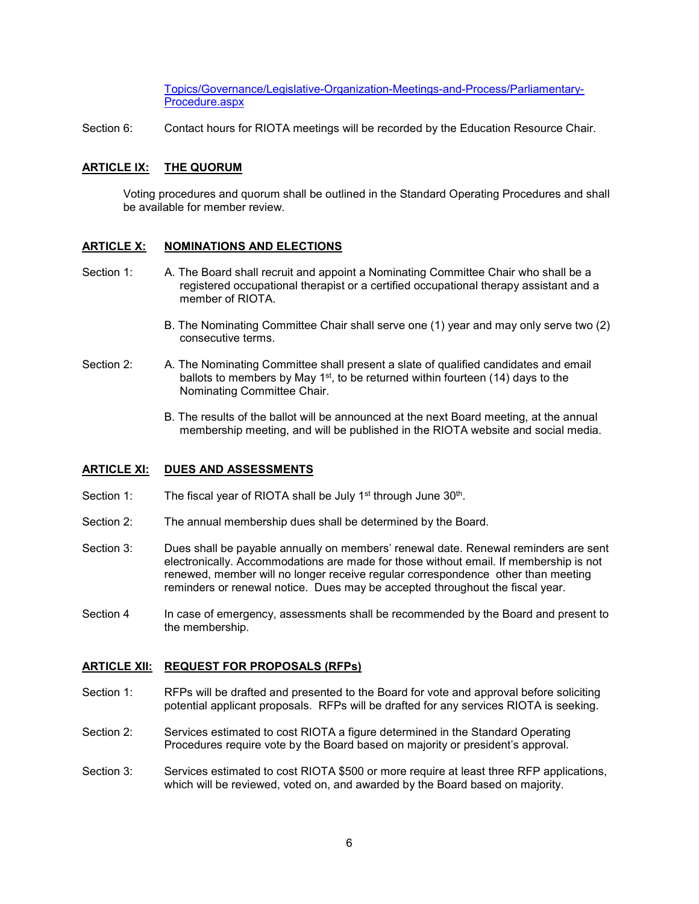Topics/Governance/Legislative-Organization-Meetings-and-Process/Parliamentary-Procedure.aspx

Section 6: Contact hours for RIOTA meetings will be recorded by the Education Resource Chair.

## ARTICLE IX: THE QUORUM

Voting procedures and quorum shall be outlined in the Standard Operating Procedures and shall be available for member review.

## ARTICLE X: NOMINATIONS AND ELECTIONS

Section 1: A. The Board shall recruit and appoint a Nominating Committee Chair who shall be a registered occupational therapist or a certified occupational therapy assistant and a member of RIOTA.

B. The Nominating Committee Chair shall serve one (1) year and may only serve two (2) consecutive terms.

Section 2: A. The Nominating Committee shall present a slate of qualified candidates and email ballots to members by May 1st, to be returned within fourteen (14) days to the Nominating Committee Chair.

B. The results of the ballot will be announced at the next Board meeting, at the annual membership meeting, and will be published in the RIOTA website and social media.

## ARTICLE XI: DUES AND ASSESSMENTS

Section 1: The fiscal year of RIOTA shall be July 1st through June 30th.

Section 2: The annual membership dues shall be determined by the Board.

Section 3: Dues shall be payable annually on members' renewal date. Renewal reminders are sent electronically. Accommodations are made for those without email. If membership is not renewed, member will no longer receive regular correspondence other than meeting reminders or renewal notice. Dues may be accepted throughout the fiscal year.

Section 4 In case of emergency, assessments shall be recommended by the Board and present to the membership.

## ARTICLE XII: REQUEST FOR PROPOSALS (RFPs)

Section 1: RFPs will be drafted and presented to the Board for vote and approval before soliciting potential applicant proposals. RFPs will be drafted for any services RIOTA is seeking.

Section 2: Services estimated to cost RIOTA a figure determined in the Standard Operating Procedures require vote by the Board based on majority or president's approval.

Section 3: Services estimated to cost RIOTA $500 or more require at least three RFP applications, which will be reviewed, voted on, and awarded by the Board based on majority.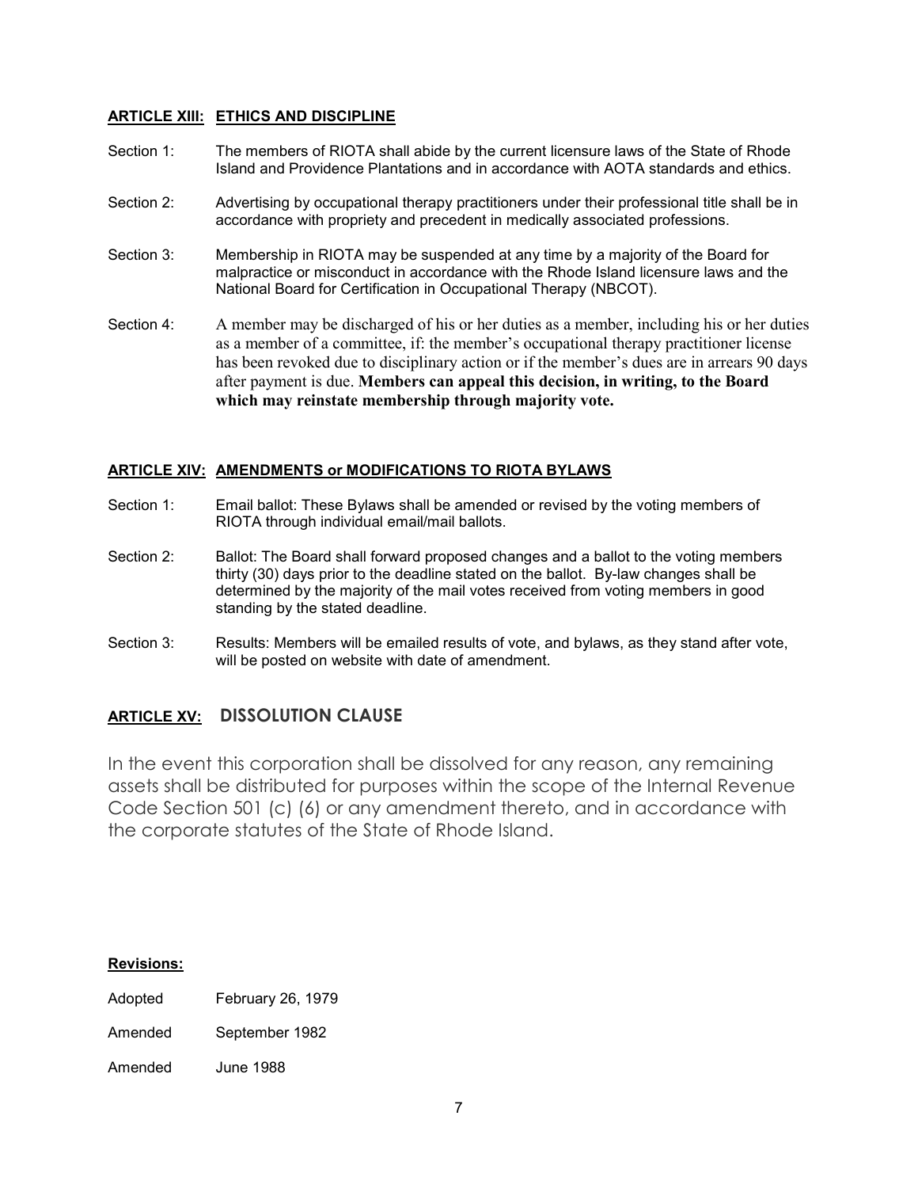## ARTICLE XIII: ETHICS AND DISCIPLINE

Section 1: The members of RIOTA shall abide by the current licensure laws of the State of Rhode Island and Providence Plantations and in accordance with AOTA standards and ethics.

Section 2: Advertising by occupational therapy practitioners under their professional title shall be in accordance with propriety and precedent in medically associated professions.

Section 3: Membership in RIOTA may be suspended at any time by a majority of the Board for malpractice or misconduct in accordance with the Rhode Island licensure laws and the National Board for Certification in Occupational Therapy (NBCOT).

Section 4: A member may be discharged of his or her duties as a member, including his or her duties as a member of a committee, if: the member's occupational therapy practitioner license has been revoked due to disciplinary action or if the member's dues are in arrears 90 days after payment is due. **Members can appeal this decision, in writing, to the Board which may reinstate membership through majority vote.**

## ARTICLE XIV: AMENDMENTS or MODIFICATIONS TO RIOTA BYLAWS

Section 1: Email ballot: These Bylaws shall be amended or revised by the voting members of RIOTA through individual email/mail ballots.

Section 2: Ballot: The Board shall forward proposed changes and a ballot to the voting members thirty (30) days prior to the deadline stated on the ballot. By-law changes shall be determined by the majority of the mail votes received from voting members in good standing by the stated deadline.

Section 3: Results: Members will be emailed results of vote, and bylaws, as they stand after vote, will be posted on website with date of amendment.

## ARTICLE XV: DISSOLUTION CLAUSE

In the event this corporation shall be dissolved for any reason, any remaining assets shall be distributed for purposes within the scope of the Internal Revenue Code Section 501 (c) (6) or any amendment thereto, and in accordance with the corporate statutes of the State of Rhode Island.

**Revisions:**

Adopted February 26, 1979

Amended September 1982

Amended June 1988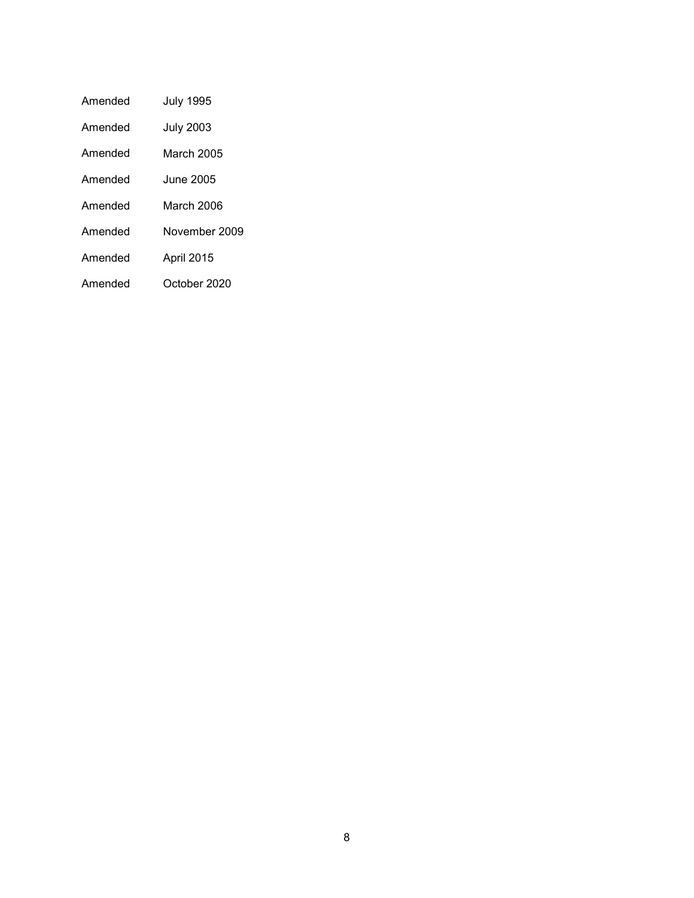| | |
|---|---|
| Amended | July 1995 |
| Amended | July 2003 |
| Amended | March 2005 |
| Amended | June 2005 |
| Amended | March 2006 |
| Amended | November 2009 |
| Amended | April 2015 |
| Amended | October 2020 |